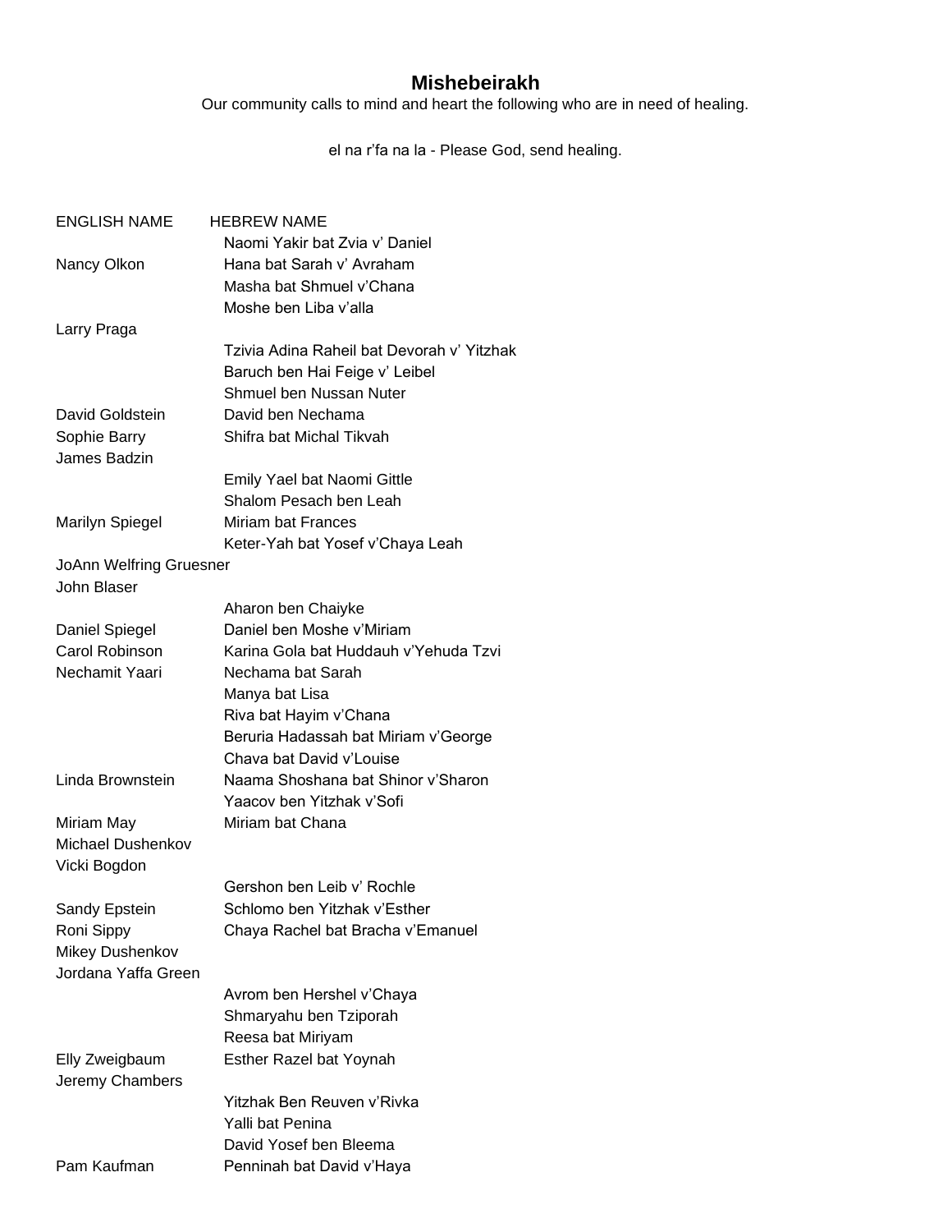# Mishebeirakh

Our community calls to mind and heart the following who are in need of healing.

el na r'fa na la - Please God, send healing.

| ENGLISH NAME | HEBREW NAME |
|---|---|
| | Naomi Yakir bat Zvia v' Daniel |
| Nancy Olkon | Hana bat Sarah v' Avraham |
| | Masha bat Shmuel v'Chana |
| | Moshe ben Liba v'alla |
| Larry Praga | |
| | Tzivia Adina Raheil bat Devorah v' Yitzhak |
| | Baruch ben Hai Feige v' Leibel |
| | Shmuel ben Nussan Nuter |
| David Goldstein | David ben Nechama |
| Sophie Barry | Shifra bat Michal Tikvah |
| James Badzin | |
| | Emily Yael bat Naomi Gittle |
| | Shalom Pesach ben Leah |
| Marilyn Spiegel | Miriam bat Frances |
| | Keter-Yah bat Yosef v'Chaya Leah |
| JoAnn Welfring Gruesner | |
| John Blaser | |
| | Aharon ben Chaiyke |
| Daniel Spiegel | Daniel ben Moshe v'Miriam |
| Carol Robinson | Karina Gola bat Huddauh v'Yehuda Tzvi |
| Nechamit Yaari | Nechama bat Sarah |
| | Manya bat Lisa |
| | Riva bat Hayim v'Chana |
| | Beruria Hadassah bat Miriam v'George |
| | Chava bat David v'Louise |
| Linda Brownstein | Naama Shoshana bat Shinor v'Sharon |
| | Yaacov ben Yitzhak v'Sofi |
| Miriam May | Miriam bat Chana |
| Michael Dushenkov | |
| Vicki Bogdon | |
| | Gershon ben Leib v' Rochle |
| Sandy Epstein | Schlomo ben Yitzhak v'Esther |
| Roni Sippy | Chaya Rachel bat Bracha v'Emanuel |
| Mikey Dushenkov | |
| Jordana Yaffa Green | |
| | Avrom ben Hershel v'Chaya |
| | Shmaryahu ben Tziporah |
| | Reesa bat Miriyam |
| Elly Zweigbaum | Esther Razel bat Yoynah |
| Jeremy Chambers | |
| | Yitzhak Ben Reuven v'Rivka |
| | Yalli bat Penina |
| | David Yosef ben Bleema |
| Pam Kaufman | Penninah bat David v'Haya |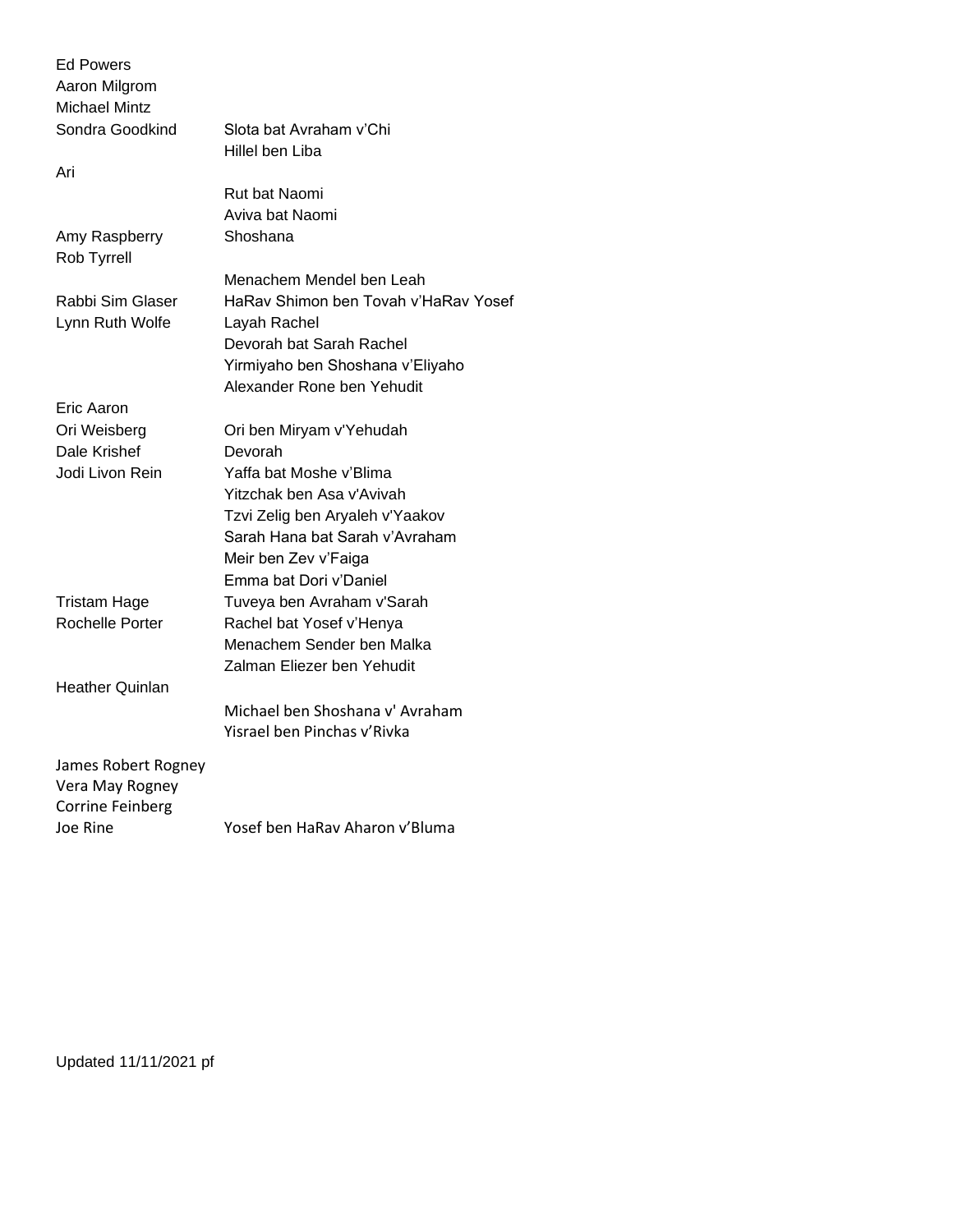| | |
|---|---|
| Ed Powers | |
| Aaron Milgrom | |
| Michael Mintz | |
| Sondra Goodkind | Slota bat Avraham v'Chi |
| | Hillel ben Liba |
| Ari | |
| | Rut bat Naomi |
| | Aviva bat Naomi |
| Amy Raspberry | Shoshana |
| Rob Tyrrell | |
| | Menachem Mendel ben Leah |
| Rabbi Sim Glaser | HaRav Shimon ben Tovah v'HaRav Yosef |
| Lynn Ruth Wolfe | Layah Rachel |
| | Devorah bat Sarah Rachel |
| | Yirmiyaho ben Shoshana v'Eliyaho |
| | Alexander Rone ben Yehudit |
| Eric Aaron | |
| Ori Weisberg | Ori ben Miryam v'Yehudah |
| Dale Krishef | Devorah |
| Jodi Livon Rein | Yaffa bat Moshe v'Blima |
| | Yitzchak ben Asa v'Avivah |
| | Tzvi Zelig ben Aryaleh v'Yaakov |
| | Sarah Hana bat Sarah v'Avraham |
| | Meir ben Zev v'Faiga |
| | Emma bat Dori v'Daniel |
| Tristam Hage | Tuveya ben Avraham v'Sarah |
| Rochelle Porter | Rachel bat Yosef v'Henya |
| | Menachem Sender ben Malka |
| | Zalman Eliezer ben Yehudit |
| Heather Quinlan | |
| | Michael ben Shoshana v' Avraham |
| | Yisrael ben Pinchas v'Rivka |
| James Robert Rogney | |
| Vera May Rogney | |
| Corrine Feinberg | |
| Joe Rine | Yosef ben HaRav Aharon v'Bluma |

Updated 11/11/2021 pf